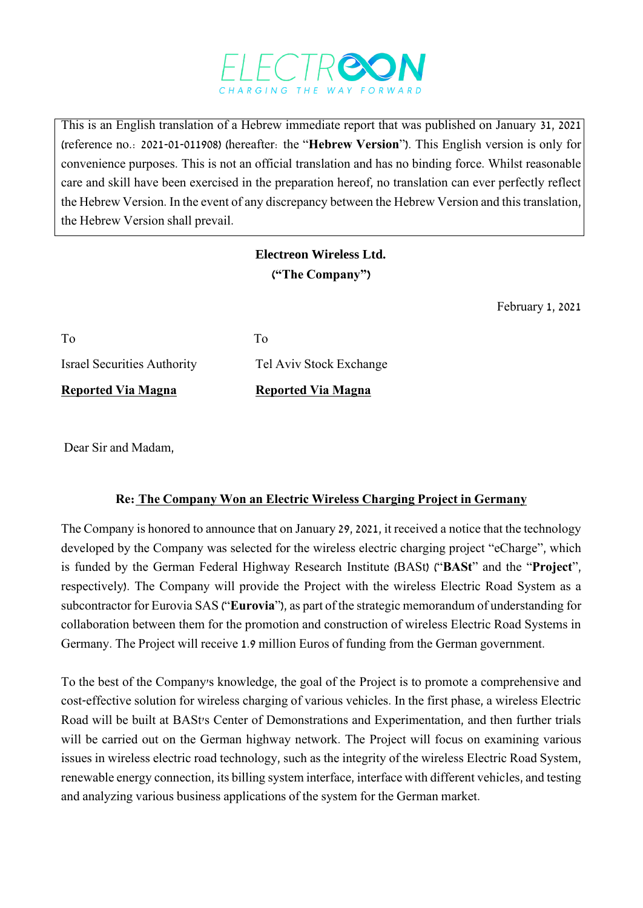ELECTREON
CHARGING THE WAY FORWARD

> This is an English translation of a Hebrew immediate report that was published on January 31, 2021 (reference no.: 2021-01-011908) (hereafter: the "**Hebrew Version**"). This English version is only for convenience purposes. This is not an official translation and has no binding force. Whilst reasonable care and skill have been exercised in the preparation hereof, no translation can ever perfectly reflect the Hebrew Version. In the event of any discrepancy between the Hebrew Version and this translation, the Hebrew Version shall prevail.

**Electreon Wireless Ltd.**
**("The Company")**

February 1, 2021

| To | To |
|---|---|
| Israel Securities Authority | Tel Aviv Stock Exchange |
| **Reported Via Magna** | **Reported Via Magna** |

Dear Sir and Madam,

**Re: The Company Won an Electric Wireless Charging Project in Germany**

The Company is honored to announce that on January 29, 2021, it received a notice that the technology developed by the Company was selected for the wireless electric charging project "eCharge", which is funded by the German Federal Highway Research Institute (BASt) ("**BASt**" and the "**Project**", respectively). The Company will provide the Project with the wireless Electric Road System as a subcontractor for Eurovia SAS ("**Eurovia**"), as part of the strategic memorandum of understanding for collaboration between them for the promotion and construction of wireless Electric Road Systems in Germany. The Project will receive 1.9 million Euros of funding from the German government.

To the best of the Company's knowledge, the goal of the Project is to promote a comprehensive and cost-effective solution for wireless charging of various vehicles. In the first phase, a wireless Electric Road will be built at BASt's Center of Demonstrations and Experimentation, and then further trials will be carried out on the German highway network. The Project will focus on examining various issues in wireless electric road technology, such as the integrity of the wireless Electric Road System, renewable energy connection, its billing system interface, interface with different vehicles, and testing and analyzing various business applications of the system for the German market.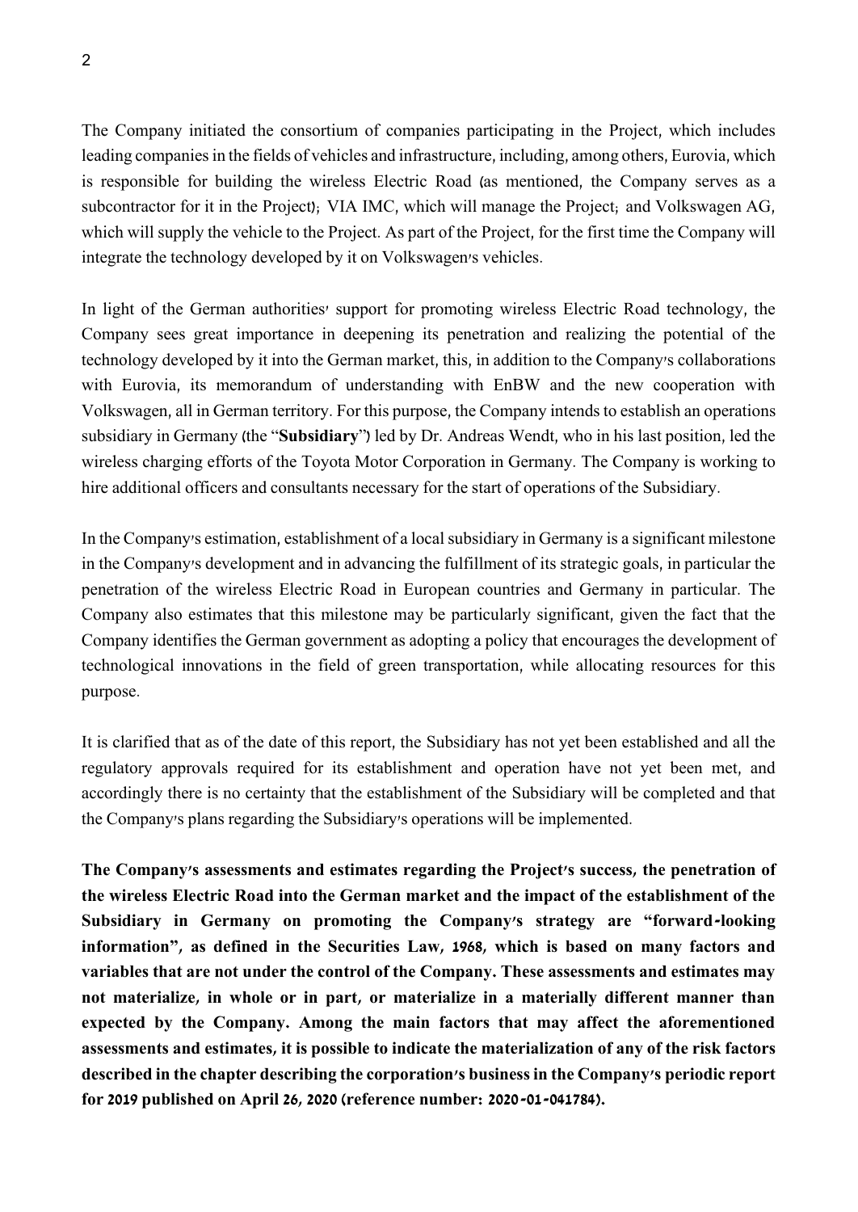The Company initiated the consortium of companies participating in the Project, which includes leading companies in the fields of vehicles and infrastructure, including, among others, Eurovia, which is responsible for building the wireless Electric Road (as mentioned, the Company serves as a subcontractor for it in the Project); VIA IMC, which will manage the Project; and Volkswagen AG, which will supply the vehicle to the Project. As part of the Project, for the first time the Company will integrate the technology developed by it on Volkswagen's vehicles.

In light of the German authorities' support for promoting wireless Electric Road technology, the Company sees great importance in deepening its penetration and realizing the potential of the technology developed by it into the German market, this, in addition to the Company's collaborations with Eurovia, its memorandum of understanding with EnBW and the new cooperation with Volkswagen, all in German territory. For this purpose, the Company intends to establish an operations subsidiary in Germany (the "**Subsidiary**") led by Dr. Andreas Wendt, who in his last position, led the wireless charging efforts of the Toyota Motor Corporation in Germany. The Company is working to hire additional officers and consultants necessary for the start of operations of the Subsidiary.

In the Company's estimation, establishment of a local subsidiary in Germany is a significant milestone in the Company's development and in advancing the fulfillment of its strategic goals, in particular the penetration of the wireless Electric Road in European countries and Germany in particular. The Company also estimates that this milestone may be particularly significant, given the fact that the Company identifies the German government as adopting a policy that encourages the development of technological innovations in the field of green transportation, while allocating resources for this purpose.

It is clarified that as of the date of this report, the Subsidiary has not yet been established and all the regulatory approvals required for its establishment and operation have not yet been met, and accordingly there is no certainty that the establishment of the Subsidiary will be completed and that the Company's plans regarding the Subsidiary's operations will be implemented.

**The Company's assessments and estimates regarding the Project's success, the penetration of the wireless Electric Road into the German market and the impact of the establishment of the Subsidiary in Germany on promoting the Company's strategy are "forward-looking information", as defined in the Securities Law, 1968, which is based on many factors and variables that are not under the control of the Company. These assessments and estimates may not materialize, in whole or in part, or materialize in a materially different manner than expected by the Company. Among the main factors that may affect the aforementioned assessments and estimates, it is possible to indicate the materialization of any of the risk factors described in the chapter describing the corporation's business in the Company's periodic report for 2019 published on April 26, 2020 (reference number: 2020-01-041784).**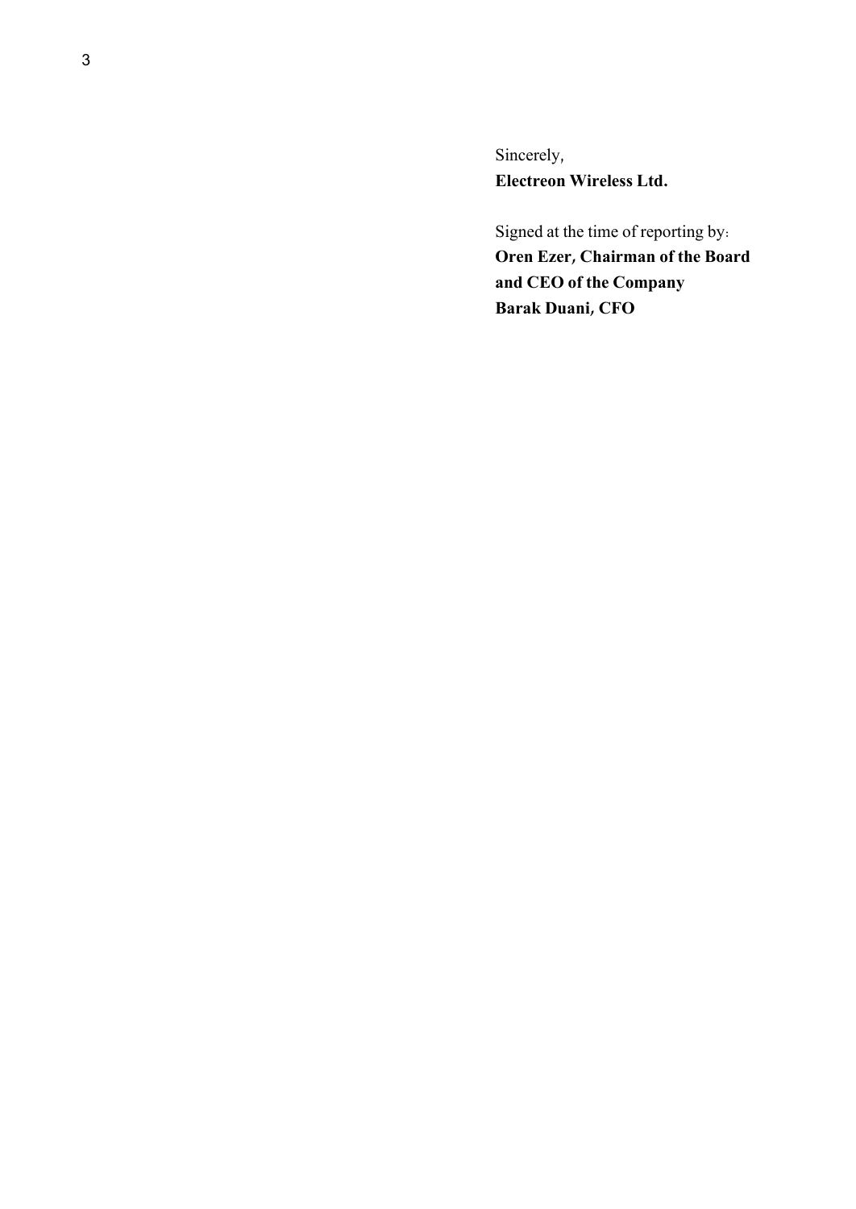Sincerely,
**Electreon Wireless Ltd.**

Signed at the time of reporting by:
**Oren Ezer, Chairman of the Board and CEO of the Company**
**Barak Duani, CFO**